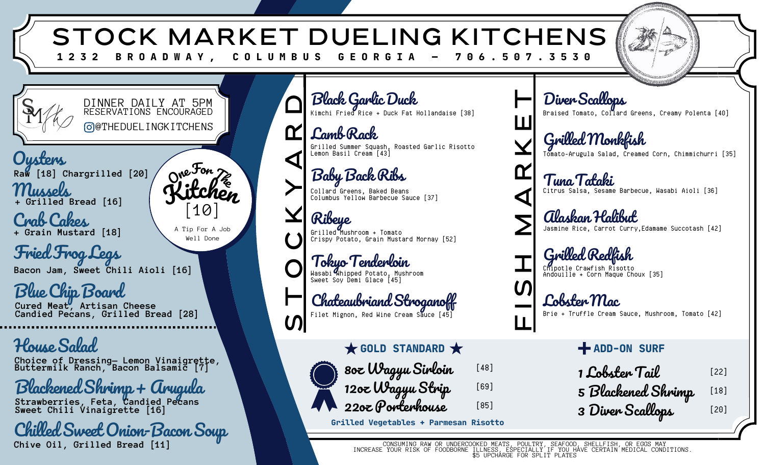# STOCK MARKET DUELING KITCHENS

**1232 BROADWAY, COLUMBUS GEORGIA – 706.507.3530**

DINNER DAILY AT 5PM
RESERVATIONS ENCOURAGED
@THEDUELINGKITCHENS

### Oysters
Raw [18] Chargrilled [20]

### Mussels
+ Grilled Bread [16]

### Crab Cakes
+ Grain Mustard [18]

### Fried Frog Legs
Bacon Jam, Sweet Chili Aioli [16]

### Blue Chip Board
Cured Meat, Artisan Cheese
Candied Pecans, Grilled Bread [28]

**One For The Kitchen** [10]
A Tip For A Job Well Done

### House Salad
Choice of Dressing– Lemon Vinaigrette, Buttermilk Ranch, Bacon Balsamic [7]

### Blackened Shrimp + Arugula
Strawberries, Feta, Candied Pecans
Sweet Chili Vinaigrette [16]

### Chilled Sweet Onion-Bacon Soup
Chive Oil, Grilled Bread [11]

## STOCKYARD

### Black Garlic Duck
Kimchi Fried Rice + Duck Fat Hollandaise [38]

### Lamb Rack
Grilled Summer Squash, Roasted Garlic Risotto
Lemon Basil Cream [43]

### Baby Back Ribs
Collard Greens, Baked Beans
Columbus Yellow Barbecue Sauce [37]

### Ribeye
Grilled Mushroom + Tomato
Crispy Potato, Grain Mustard Mornay [52]

### Tokyo Tenderloin
Wasabi Whipped Potato, Mushroom
Sweet Soy Demi Glace [45]

### Chateaubriand Stroganoff
Filet Mignon, Red Wine Cream Sauce [45]

## FISH MARKET

### Diver Scallops
Braised Tomato, Collard Greens, Creamy Polenta [40]

### Grilled Monkfish
Tomato-Arugula Salad, Creamed Corn, Chimmichurri [35]

### Tuna Tataki
Citrus Salsa, Sesame Barbecue, Wasabi Aioli [36]

### Alaskan Halibut
Jasmine Rice, Carrot Curry, Edamame Succotash [42]

### Grilled Redfish
Chipotle Crawfish Risotto
Andouille + Corn Maque Choux [35]

### Lobster Mac
Brie + Truffle Cream Sauce, Mushroom, Tomato [42]

## ★ GOLD STANDARD ★

| Item | Price |
|---|---|
| 8oz Wagyu Sirloin | [48] |
| 12oz Wagyu Strip | [69] |
| 22oz Porterhouse | [85] |

**Grilled Vegetables + Parmesan Risotto**

## + ADD-ON SURF

| Item | Price |
|---|---|
| 1 Lobster Tail | [22] |
| 5 Blackened Shrimp | [18] |
| 3 Diver Scallops | [20] |

CONSUMING RAW OR UNDERCOOKED MEATS, POULTRY, SEAFOOD, SHELLFISH, OR EGGS MAY INCREASE YOUR RISK OF FOODBORNE ILLNESS, ESPECIALLY IF YOU HAVE CERTAIN MEDICAL CONDITIONS.
$5 UPCHARGE FOR SPLIT PLATES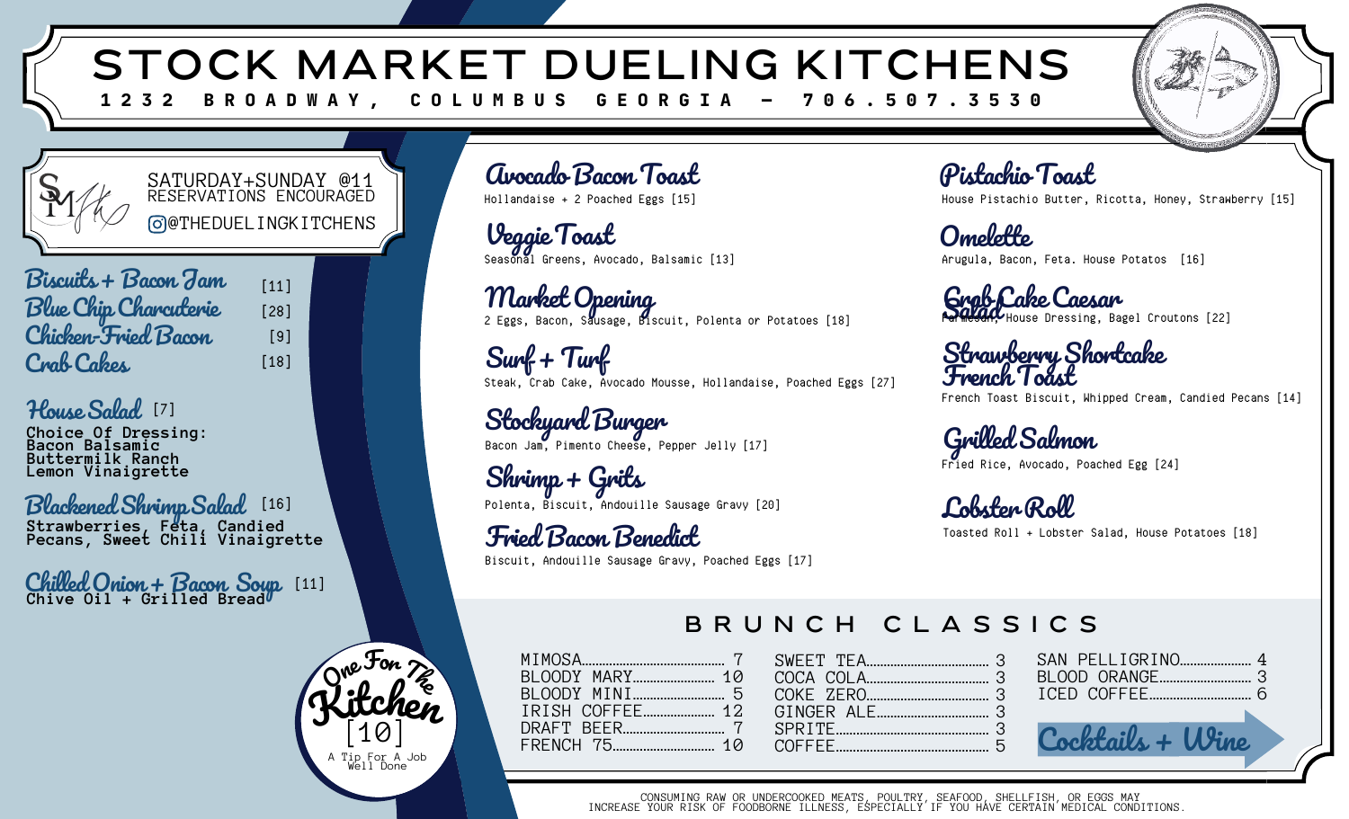# STOCK MARKET DUELING KITCHENS

1232 BROADWAY, COLUMBUS GEORGIA – 706.507.3530

SATURDAY+SUNDAY @11
RESERVATIONS ENCOURAGED
@THEDUELINGKITCHENS

| | |
|---|---|
| Biscuits + Bacon Jam | [11] |
| Blue Chip Charcuterie | [28] |
| Chicken-Fried Bacon | [9] |
| Crab Cakes | [18] |

### House Salad [7]

Choice Of Dressing:
Bacon Balsamic
Buttermilk Ranch
Lemon Vinaigrette

### Blackened Shrimp Salad [16]

Strawberries, Feta, Candied Pecans, Sweet Chili Vinaigrette

### Chilled Onion + Bacon Soup [11]

Chive Oil + Grilled Bread

### Avocado Bacon Toast

Hollandaise + 2 Poached Eggs [15]

### Veggie Toast

Seasonal Greens, Avocado, Balsamic [13]

### Market Opening

2 Eggs, Bacon, Sausage, Biscuit, Polenta or Potatoes [18]

### Surf + Turf

Steak, Crab Cake, Avocado Mousse, Hollandaise, Poached Eggs [27]

### Stockyard Burger

Bacon Jam, Pimento Cheese, Pepper Jelly [17]

### Shrimp + Grits

Polenta, Biscuit, Andouille Sausage Gravy [20]

### Fried Bacon Benedict

Biscuit, Andouille Sausage Gravy, Poached Eggs [17]

### Pistachio Toast

House Pistachio Butter, Ricotta, Honey, Strawberry [15]

### Omelette

Arugula, Bacon, Feta. House Potatos [16]

### Crab Cake Caesar Salad

Parmesan, House Dressing, Bagel Croutons [22]

### Strawberry Shortcake French Toast

French Toast Biscuit, Whipped Cream, Candied Pecans [14]

### Grilled Salmon

Fried Rice, Avocado, Poached Egg [24]

### Lobster Roll

Toasted Roll + Lobster Salad, House Potatoes [18]

One For The Kitchen [10]
A Tip For A Job Well Done

## BRUNCH CLASSICS

| | |
|---|---|
| MIMOSA | 7 |
| BLOODY MARY | 10 |
| BLOODY MINI | 5 |
| IRISH COFFEE | 12 |
| DRAFT BEER | 7 |
| FRENCH 75 | 10 |
| SWEET TEA | 3 |
| COCA COLA | 3 |
| COKE ZERO | 3 |
| GINGER ALE | 3 |
| SPRITE | 3 |
| COFFEE | 5 |
| SAN PELLIGRINO | 4 |
| BLOOD ORANGE | 3 |
| ICED COFFEE | 6 |

Cocktails + Wine

CONSUMING RAW OR UNDERCOOKED MEATS, POULTRY, SEAFOOD, SHELLFISH, OR EGGS MAY INCREASE YOUR RISK OF FOODBORNE ILLNESS, ESPECIALLY IF YOU HAVE CERTAIN MEDICAL CONDITIONS.